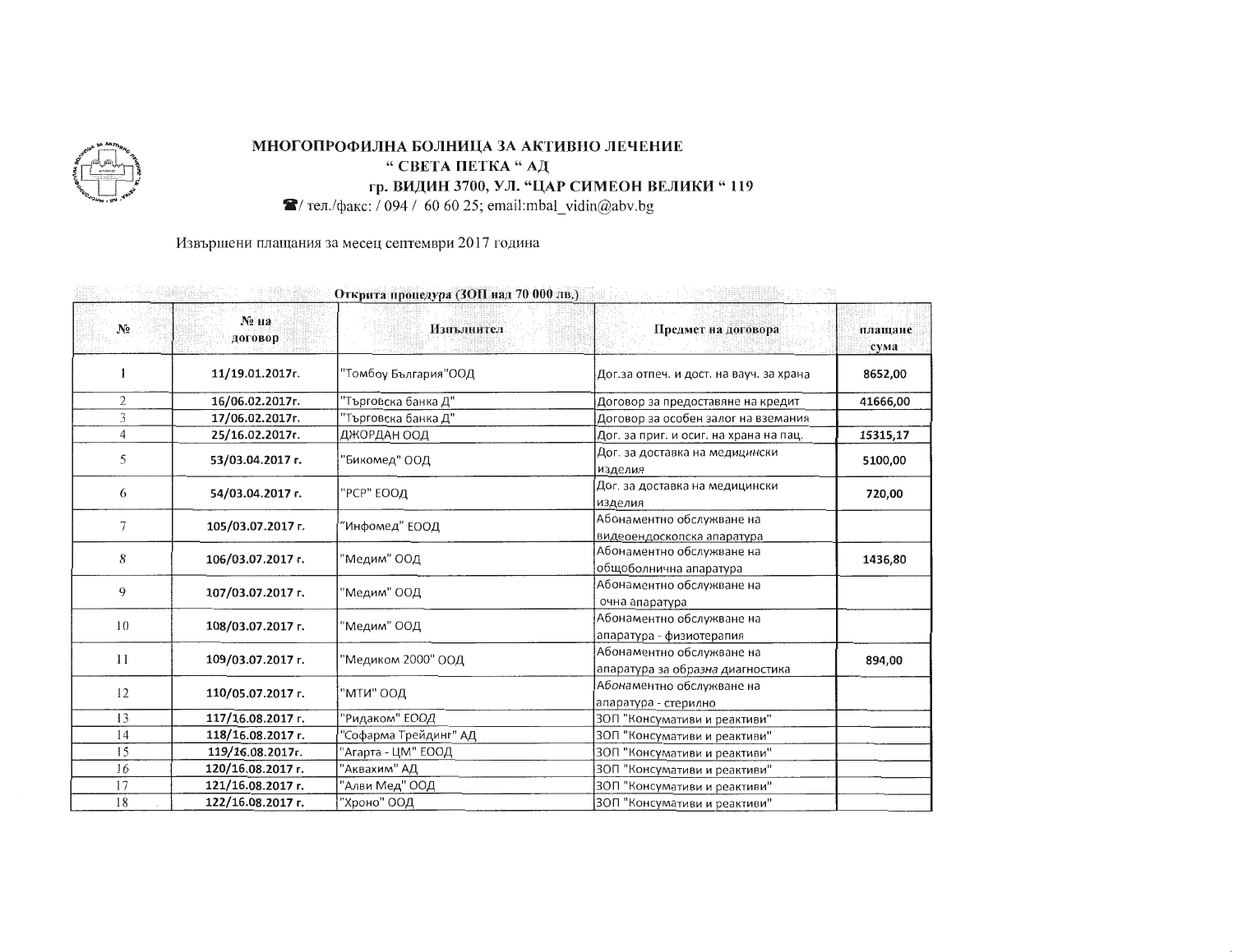**МНОГОПРОФИЛНА БОЛНИЦА ЗА АКТИВНО ЛЕЧЕНИЕ**
**" СВЕТА ПЕТКА " АД**
**гр. ВИДИН 3700, УЛ. "ЦАР СИМЕОН ВЕЛИКИ " 119**
тел./факс: / 094 / 60 60 25; email:mbal_vidin@abv.bg

Извършени плащания за месец септември 2017 година

**Открита процедура (ЗОП над 70 000 лв.)**

| № | № на договор | Изпълнител | Предмет на договора | плащане сума |
|---|---|---|---|---|
| 1 | 11/19.01.2017г. | "Томбоу България"ООД | Дог.за отпеч. и дост. на вауч. за храна | 8652,00 |
| 2 | 16/06.02.2017г. | "Търговска банка Д" | Договор за предоставяне на кредит | 41666,00 |
| 3 | 17/06.02.2017г. | "Търговска банка Д" | Договор за особен залог на вземания | |
| 4 | 25/16.02.2017г. | ДЖОРДАН ООД | Дог. за приг. и осиг. на храна на пац. | 15315,17 |
| 5 | 53/03.04.2017 г. | "Бикомед" ООД | Дог. за доставка на медицински изделия | 5100,00 |
| 6 | 54/03.04.2017 г. | "РСР" ЕООД | Дог. за доставка на медицински изделия | 720,00 |
| 7 | 105/03.07.2017 г. | "Инфомед" ЕООД | Абонаментно обслужване на видеоендоскопска апаратура | |
| 8 | 106/03.07.2017 г. | "Медим" ООД | Абонаментно обслужване на общоболнична апаратура | 1436,80 |
| 9 | 107/03.07.2017 г. | "Медим" ООД | Абонаментно обслужване на очна апаратура | |
| 10 | 108/03.07.2017 г. | "Медим" ООД | Абонаментно обслужване на апаратура - физиотерапия | |
| 11 | 109/03.07.2017 г. | "Медиком 2000" ООД | Абонаментно обслужване на апаратура за образна диагностика | 894,00 |
| 12 | 110/05.07.2017 г. | "МТИ" ООД | Абонаментно обслужване на апаратура - стерилно | |
| 13 | 117/16.08.2017 г. | "Ридаком" ЕООД | ЗОП "Консумативи и реактиви" | |
| 14 | 118/16.08.2017 г. | "Софарма Трейдинг" АД | ЗОП "Консумативи и реактиви" | |
| 15 | 119/16.08.2017г. | "Агарта - ЦМ" ЕООД | ЗОП "Консумативи и реактиви" | |
| 16 | 120/16.08.2017 г. | "Аквахим" АД | ЗОП "Консумативи и реактиви" | |
| 17 | 121/16.08.2017 г. | "Алви Мед" ООД | ЗОП "Консумативи и реактиви" | |
| 18 | 122/16.08.2017 г. | "Хроно" ООД | ЗОП "Консумативи и реактиви" | |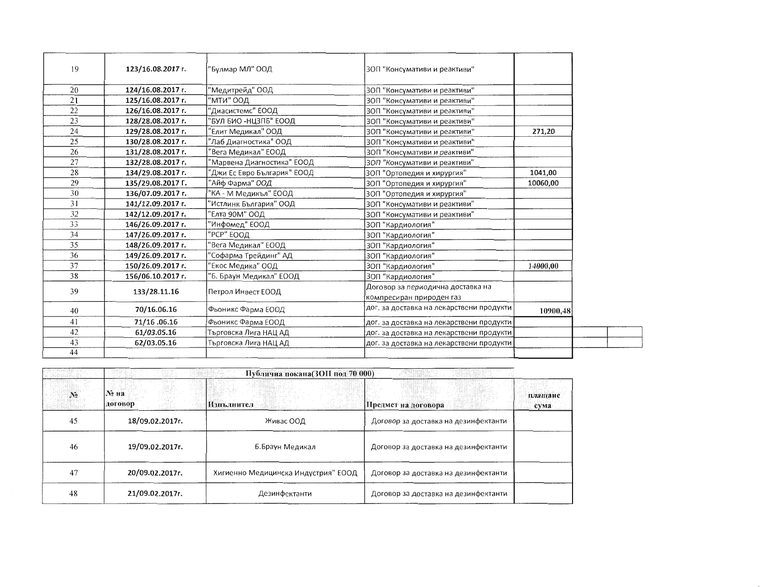| | | | | |
|---|---|---|---|---|
| 19 | 123/16.08.2017 г. | "Булмар МЛ" ООД | ЗОП "Консумативи и реактиви" | |
| 20 | 124/16.08.2017 г. | "Медитрейд" ООД | ЗОП "Консумативи и реактиви" | |
| 21 | 125/16.08.2017 г. | "МТИ" ООД | ЗОП "Консумативи и реактиви" | |
| 22 | 126/16.08.2017 г. | "Диасистемс" ЕООД | ЗОП "Консумативи и реактиви" | |
| 23 | 128/28.08.2017 г. | "БУЛ БИО -НЦЗПБ" ЕООД | ЗОП "Консумативи и реактиви" | |
| 24 | 129/28.08.2017 г. | "Елит Медикал" ООД | ЗОП "Консумативи и реактиви" | 271,20 |
| 25 | 130/28.08.2017 г. | "Лаб Диагностика" ООД | ЗОП "Консумативи и реактиви" | |
| 26 | 131/28.08.2017 г. | "Вега Медикал" ЕООД | ЗОП "Консумативи и реактиви" | |
| 27 | 132/28.08.2017 г. | "Марвена Диагностика" ЕООД | ЗОП "Консумативи и реактиви" | |
| 28 | 134/29.08.2017 г. | "Джи Ес Евро България" ЕООД | ЗОП "Ортопедия и хирургия" | 1041,00 |
| 29 | 135/29.08.2017 Г. | "Айф Фарма" ООД | ЗОП "Ортопедия и хирургия" | 10060,00 |
| 30 | 136/07.09.2017 г. | "КА - М Медикъл" ЕООД | ЗОП "Ортопедия и хирургия" | |
| 31 | 141/12.09.2017 г. | "Истлинк България" ООД | ЗОП "Консумативи и реактиви" | |
| 32 | 142/12.09.2017 г. | "Елта 90М" ООД | ЗОП "Консумативи и реактиви" | |
| 33 | 146/26.09.2017 г. | "Инфомед" ЕООД | ЗОП "Кардиология" | |
| 34 | 147/26.09.2017 г. | "РСР" ЕООД | ЗОП "Кардиология" | |
| 35 | 148/26.09.2017 г. | "Вега Медикал" ЕООД | ЗОП "Кардиология" | |
| 36 | 149/26.09.2017 г. | "Софарма Трейдинг" АД | ЗОП "Кардиология" | |
| 37 | 150/26.09.2017 г. | "Екос Медика" ООД | ЗОП "Кардиология" | 14000,00 |
| 38 | 156/06.10.2017 г. | "Б. Браун Медикал" ЕООД | ЗОП "Кардиология" | |
| 39 | 133/28.11.16 | Петрол Инвест ЕООД | Договор за периодична доставка на компресиран природен газ | |
| 40 | 70/16.06.16 | Фьоникс Фарма ЕООД | дог. за доставка на лекарствени продукти | 10900,48 |
| 41 | 71/16 .06.16 | Фьоникс Фарма ЕООД | дог. за доставка на лекарствени продукти | |
| 42 | 61/03.05.16 | Търговска Лига НАЦ АД | дог. за доставка на лекарствени продукти | |
| 43 | 62/03.05.16 | Търговска Лига НАЦ АД | дог. за доставка на лекарствени продукти | |
| 44 | | | | |

| | Публична покана(ЗОП под 70 000) | | | |
|---|---|---|---|---|
| № | № на договор | Изпълнител | Предмет на договора | плащане сума |
| 45 | 18/09.02.2017г. | Живас ООД | Договор за доставка на дезинфектанти | |
| 46 | 19/09.02.2017г. | Б.Браун Медикал | Договор за доставка на дезинфектанти | |
| 47 | 20/09.02.2017г. | Хигиенно Медицинска Индустрия" ЕООД | Договор за доставка на дезинфектанти | |
| 48 | 21/09.02.2017г. | Дезинфектанти | Договор за доставка на дезинфектанти | |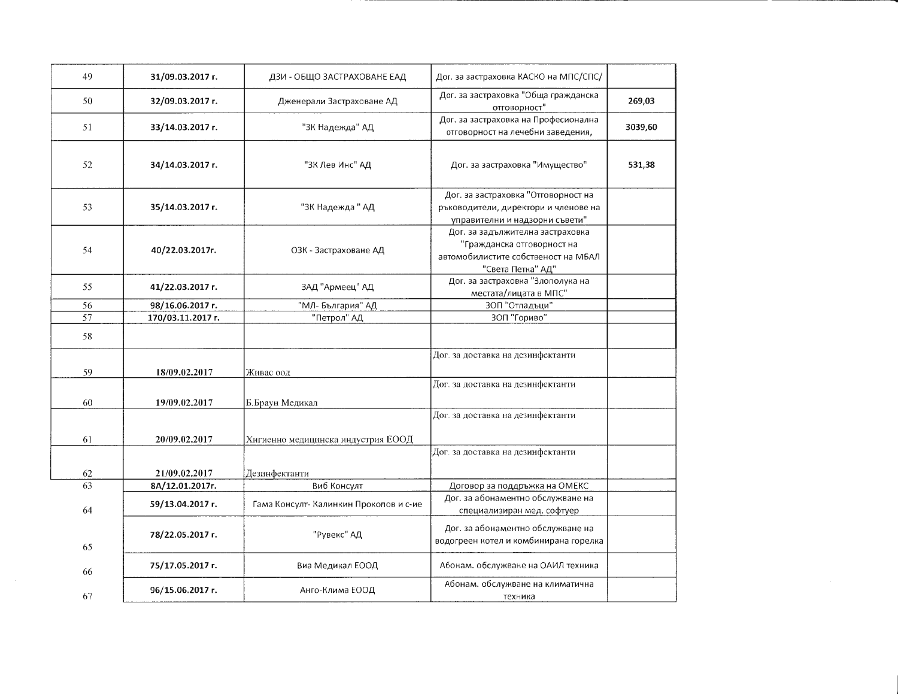| | | | | |
|---|---|---|---|---|
| 49 | 31/09.03.2017 г. | ДЗИ - ОБЩО ЗАСТРАХОВАНЕ ЕАД | Дог. за застраховка КАСКО на МПС/СПС/ | |
| 50 | 32/09.03.2017 г. | Дженерали Застраховане АД | Дог. за застраховка "Обща гражданска отговорност" | 269,03 |
| 51 | 33/14.03.2017 г. | "ЗК Надежда" АД | Дог. за застраховка на Професионална отговорност на лечебни заведения, | 3039,60 |
| 52 | 34/14.03.2017 г. | "ЗК Лев Инс" АД | Дог. за застраховка "Имущество" | 531,38 |
| 53 | 35/14.03.2017 г. | "ЗК Надежда " АД | Дог. за застраховка "Отговорност на ръководители, директори и членове на управителни и надзорни съвети" | |
| 54 | 40/22.03.2017г. | ОЗК - Застраховане АД | Дог. за задължителна застраховка "Гражданска отговорност на автомобилистите собственост на МБАЛ "Света Петка" АД" | |
| 55 | 41/22.03.2017 г. | ЗАД "Армеец" АД | Дог. за застраховка "Злополука на местата/лицата в МПС" | |
| 56 | 98/16.06.2017 г. | "МЛ- България" АД | ЗОП "Отпадъци" | |
| 57 | 170/03.11.2017 г. | "Петрол" АД | ЗОП "Гориво" | |
| 58 | | | | |
| 59 | 18/09.02.2017 | Живас оод | Дог. за доставка на дезинфектанти | |
| 60 | 19/09.02.2017 | Б.Браун Медикал | Дог. за доставка на дезинфектанти | |
| 61 | 20/09.02.2017 | Хигиенно медицинска индустрия ЕООД | Дог. за доставка на дезинфектанти | |
| 62 | 21/09.02.2017 | Дезинфектанти | Дог. за доставка на дезинфектанти | |
| 63 | 8А/12.01.2017г. | Виб Консулт | Договор за поддръжка на ОМЕКС | |
| 64 | 59/13.04.2017 г. | Гама Консулт- Калинкин Прокопов и с-ие | Дог. за абонаментно обслужване на специализиран мед. софтуер | |
| 65 | 78/22.05.2017 г. | "Рувекс" АД | Дог. за абонаментно обслужване на водогреен котел и комбинирана горелка | |
| 66 | 75/17.05.2017 г. | Виа Медикал ЕООД | Абонам. обслужване на ОАИЛ техника | |
| 67 | 96/15.06.2017 г. | Анго-Клима ЕООД | Абонам. обслужване на климатична техника | |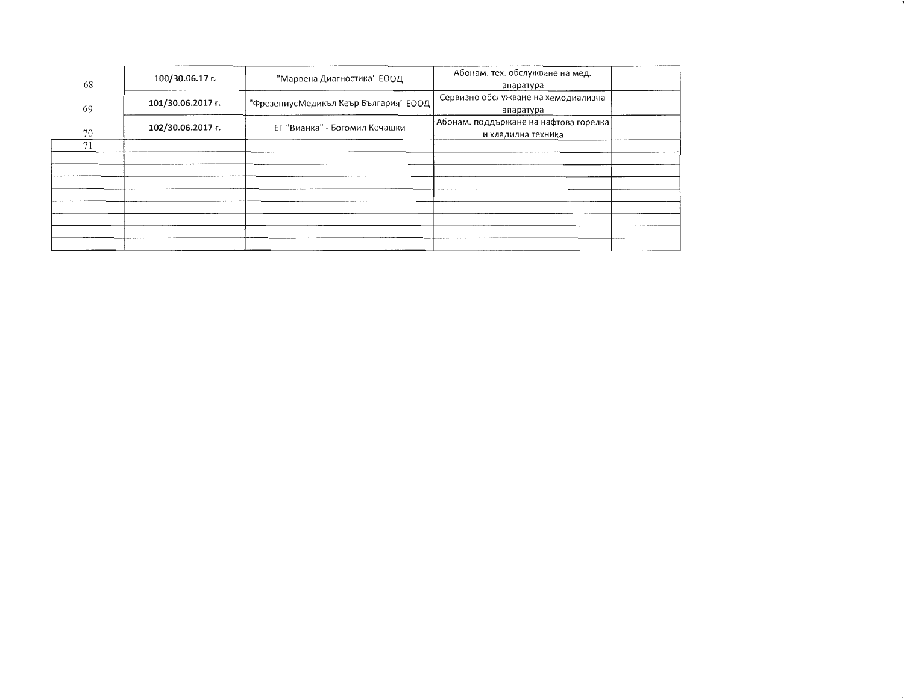| | | | | |
|---|---|---|---|---|
| 68 | 100/30.06.17 г. | "Марвена Диагностика" ЕООД | Абонам. тех. обслужване на мед. апаратура | |
| 69 | 101/30.06.2017 г. | "ФрезениусМедикъл Кеър България" ЕООД | Сервизно обслужване на хемодиализна апаратура | |
| 70 | 102/30.06.2017 г. | ЕТ "Вианка" - Богомил Кечашки | Абонам. поддържане на нафтова горелка и хладилна техника | |
| 71 | | | | |
| | | | | |
| | | | | |
| | | | | |
| | | | | |
| | | | | |
| | | | | |
| | | | | |